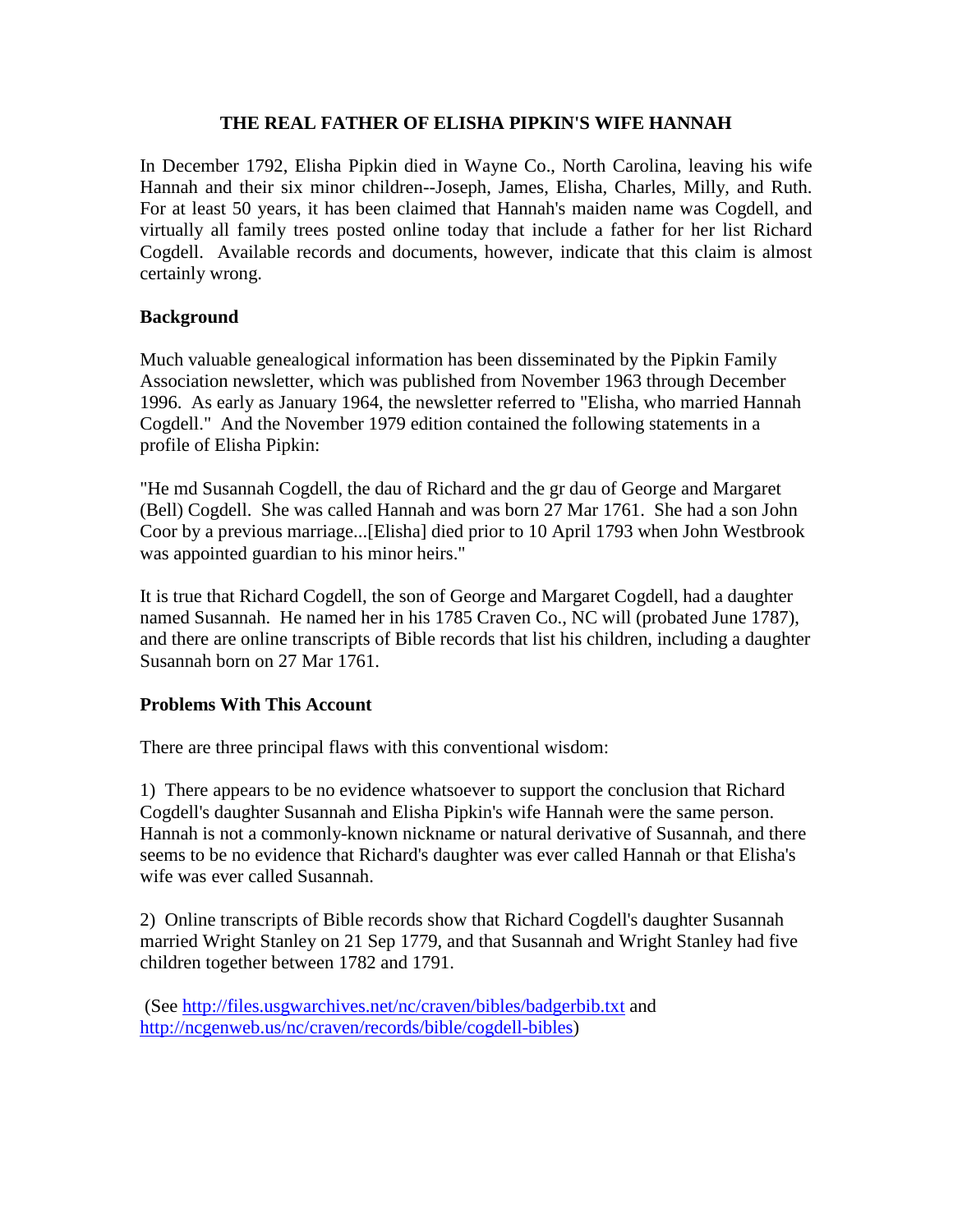# THE REAL FATHER OF ELISHA PIPKIN'S WIFE HANNAH

In December 1792, Elisha Pipkin died in Wayne Co., North Carolina, leaving his wife Hannah and their six minor children--Joseph, James, Elisha, Charles, Milly, and Ruth. For at least 50 years, it has been claimed that Hannah's maiden name was Cogdell, and virtually all family trees posted online today that include a father for her list Richard Cogdell. Available records and documents, however, indicate that this claim is almost certainly wrong.

## Background

Much valuable genealogical information has been disseminated by the Pipkin Family Association newsletter, which was published from November 1963 through December 1996. As early as January 1964, the newsletter referred to "Elisha, who married Hannah Cogdell." And the November 1979 edition contained the following statements in a profile of Elisha Pipkin:

"He md Susannah Cogdell, the dau of Richard and the gr dau of George and Margaret (Bell) Cogdell. She was called Hannah and was born 27 Mar 1761. She had a son John Coor by a previous marriage...[Elisha] died prior to 10 April 1793 when John Westbrook was appointed guardian to his minor heirs."

It is true that Richard Cogdell, the son of George and Margaret Cogdell, had a daughter named Susannah. He named her in his 1785 Craven Co., NC will (probated June 1787), and there are online transcripts of Bible records that list his children, including a daughter Susannah born on 27 Mar 1761.

## Problems With This Account

There are three principal flaws with this conventional wisdom:

1) There appears to be no evidence whatsoever to support the conclusion that Richard Cogdell's daughter Susannah and Elisha Pipkin's wife Hannah were the same person. Hannah is not a commonly-known nickname or natural derivative of Susannah, and there seems to be no evidence that Richard's daughter was ever called Hannah or that Elisha's wife was ever called Susannah.

2) Online transcripts of Bible records show that Richard Cogdell's daughter Susannah married Wright Stanley on 21 Sep 1779, and that Susannah and Wright Stanley had five children together between 1782 and 1791.

(See http://files.usgwarchives.net/nc/craven/bibles/badgerbib.txt and http://ncgenweb.us/nc/craven/records/bible/cogdell-bibles)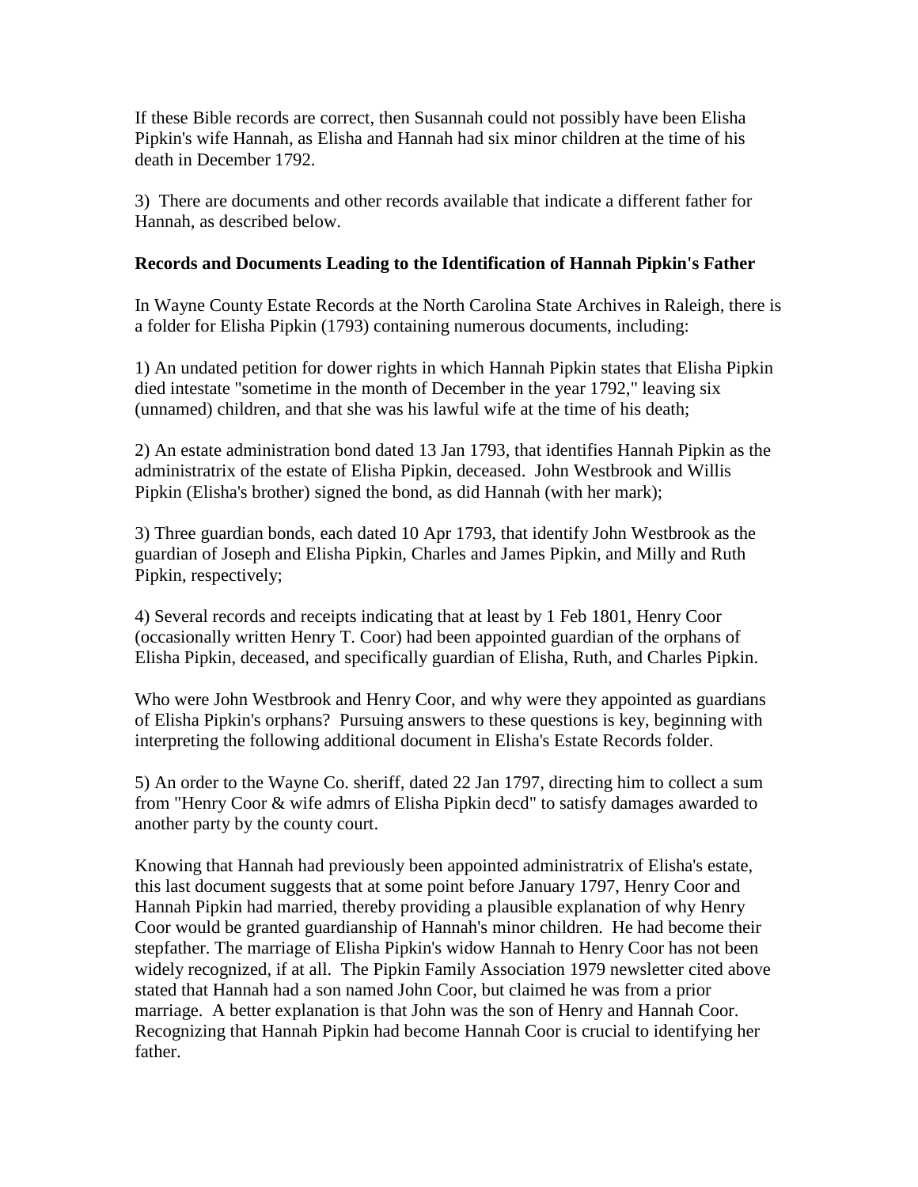If these Bible records are correct, then Susannah could not possibly have been Elisha Pipkin's wife Hannah, as Elisha and Hannah had six minor children at the time of his death in December 1792.

3) There are documents and other records available that indicate a different father for Hannah, as described below.

**Records and Documents Leading to the Identification of Hannah Pipkin's Father**

In Wayne County Estate Records at the North Carolina State Archives in Raleigh, there is a folder for Elisha Pipkin (1793) containing numerous documents, including:

1) An undated petition for dower rights in which Hannah Pipkin states that Elisha Pipkin died intestate "sometime in the month of December in the year 1792," leaving six (unnamed) children, and that she was his lawful wife at the time of his death;

2) An estate administration bond dated 13 Jan 1793, that identifies Hannah Pipkin as the administratrix of the estate of Elisha Pipkin, deceased. John Westbrook and Willis Pipkin (Elisha's brother) signed the bond, as did Hannah (with her mark);

3) Three guardian bonds, each dated 10 Apr 1793, that identify John Westbrook as the guardian of Joseph and Elisha Pipkin, Charles and James Pipkin, and Milly and Ruth Pipkin, respectively;

4) Several records and receipts indicating that at least by 1 Feb 1801, Henry Coor (occasionally written Henry T. Coor) had been appointed guardian of the orphans of Elisha Pipkin, deceased, and specifically guardian of Elisha, Ruth, and Charles Pipkin.

Who were John Westbrook and Henry Coor, and why were they appointed as guardians of Elisha Pipkin's orphans? Pursuing answers to these questions is key, beginning with interpreting the following additional document in Elisha's Estate Records folder.

5) An order to the Wayne Co. sheriff, dated 22 Jan 1797, directing him to collect a sum from "Henry Coor & wife admrs of Elisha Pipkin decd" to satisfy damages awarded to another party by the county court.

Knowing that Hannah had previously been appointed administratrix of Elisha's estate, this last document suggests that at some point before January 1797, Henry Coor and Hannah Pipkin had married, thereby providing a plausible explanation of why Henry Coor would be granted guardianship of Hannah's minor children. He had become their stepfather. The marriage of Elisha Pipkin's widow Hannah to Henry Coor has not been widely recognized, if at all. The Pipkin Family Association 1979 newsletter cited above stated that Hannah had a son named John Coor, but claimed he was from a prior marriage. A better explanation is that John was the son of Henry and Hannah Coor. Recognizing that Hannah Pipkin had become Hannah Coor is crucial to identifying her father.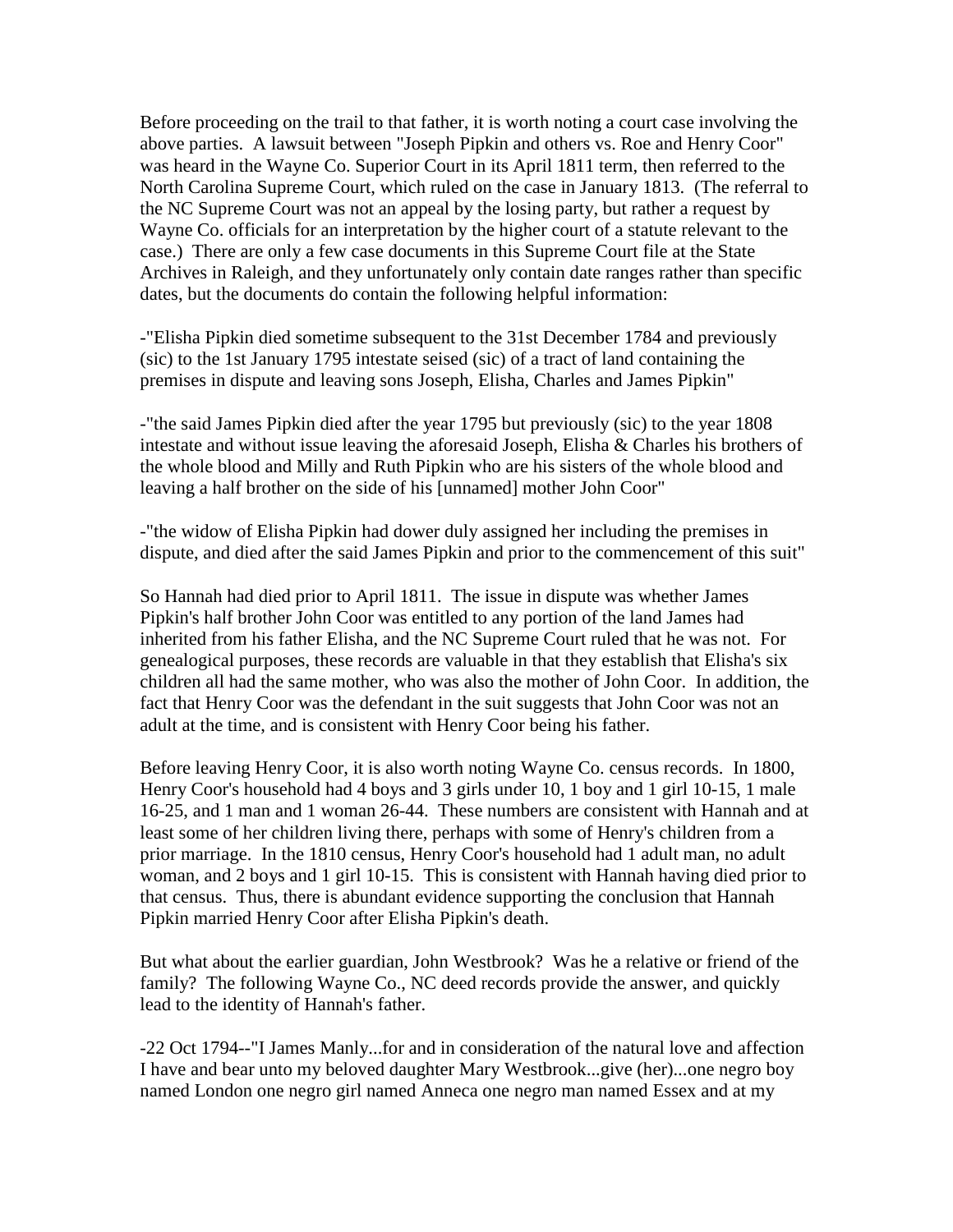Before proceeding on the trail to that father, it is worth noting a court case involving the above parties. A lawsuit between "Joseph Pipkin and others vs. Roe and Henry Coor" was heard in the Wayne Co. Superior Court in its April 1811 term, then referred to the North Carolina Supreme Court, which ruled on the case in January 1813. (The referral to the NC Supreme Court was not an appeal by the losing party, but rather a request by Wayne Co. officials for an interpretation by the higher court of a statute relevant to the case.) There are only a few case documents in this Supreme Court file at the State Archives in Raleigh, and they unfortunately only contain date ranges rather than specific dates, but the documents do contain the following helpful information:

-"Elisha Pipkin died sometime subsequent to the 31st December 1784 and previously (sic) to the 1st January 1795 intestate seised (sic) of a tract of land containing the premises in dispute and leaving sons Joseph, Elisha, Charles and James Pipkin"

-"the said James Pipkin died after the year 1795 but previously (sic) to the year 1808 intestate and without issue leaving the aforesaid Joseph, Elisha & Charles his brothers of the whole blood and Milly and Ruth Pipkin who are his sisters of the whole blood and leaving a half brother on the side of his [unnamed] mother John Coor"

-"the widow of Elisha Pipkin had dower duly assigned her including the premises in dispute, and died after the said James Pipkin and prior to the commencement of this suit"

So Hannah had died prior to April 1811. The issue in dispute was whether James Pipkin's half brother John Coor was entitled to any portion of the land James had inherited from his father Elisha, and the NC Supreme Court ruled that he was not. For genealogical purposes, these records are valuable in that they establish that Elisha's six children all had the same mother, who was also the mother of John Coor. In addition, the fact that Henry Coor was the defendant in the suit suggests that John Coor was not an adult at the time, and is consistent with Henry Coor being his father.

Before leaving Henry Coor, it is also worth noting Wayne Co. census records. In 1800, Henry Coor's household had 4 boys and 3 girls under 10, 1 boy and 1 girl 10-15, 1 male 16-25, and 1 man and 1 woman 26-44. These numbers are consistent with Hannah and at least some of her children living there, perhaps with some of Henry's children from a prior marriage. In the 1810 census, Henry Coor's household had 1 adult man, no adult woman, and 2 boys and 1 girl 10-15. This is consistent with Hannah having died prior to that census. Thus, there is abundant evidence supporting the conclusion that Hannah Pipkin married Henry Coor after Elisha Pipkin's death.

But what about the earlier guardian, John Westbrook? Was he a relative or friend of the family? The following Wayne Co., NC deed records provide the answer, and quickly lead to the identity of Hannah's father.

-22 Oct 1794--"I James Manly...for and in consideration of the natural love and affection I have and bear unto my beloved daughter Mary Westbrook...give (her)...one negro boy named London one negro girl named Anneca one negro man named Essex and at my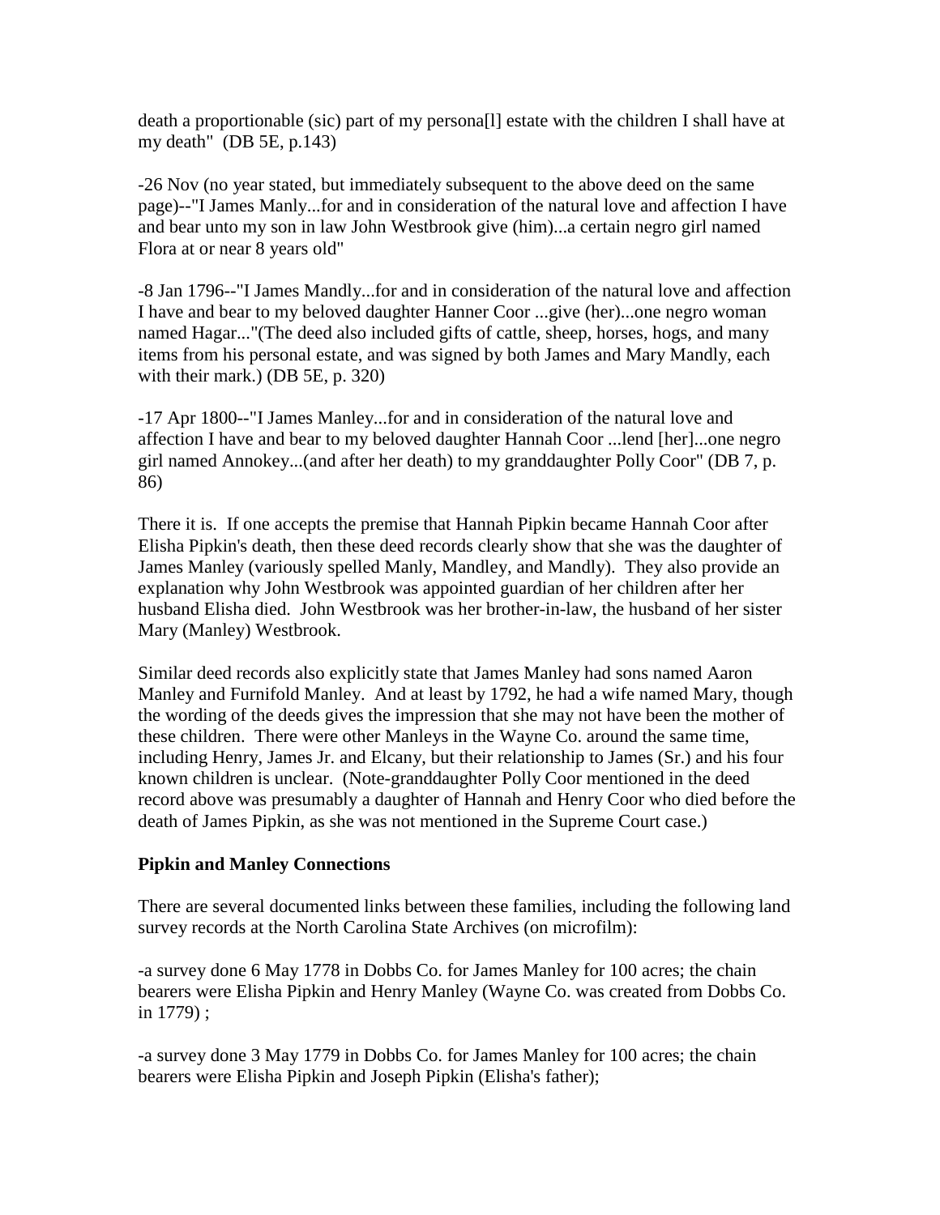death a proportionable (sic) part of my persona[l] estate with the children I shall have at my death" (DB 5E, p.143)

-26 Nov (no year stated, but immediately subsequent to the above deed on the same page)--"I James Manly...for and in consideration of the natural love and affection I have and bear unto my son in law John Westbrook give (him)...a certain negro girl named Flora at or near 8 years old"

-8 Jan 1796--"I James Mandly...for and in consideration of the natural love and affection I have and bear to my beloved daughter Hanner Coor ...give (her)...one negro woman named Hagar..."(The deed also included gifts of cattle, sheep, horses, hogs, and many items from his personal estate, and was signed by both James and Mary Mandly, each with their mark.) (DB 5E, p. 320)

-17 Apr 1800--"I James Manley...for and in consideration of the natural love and affection I have and bear to my beloved daughter Hannah Coor ...lend [her]...one negro girl named Annokey...(and after her death) to my granddaughter Polly Coor" (DB 7, p. 86)

There it is. If one accepts the premise that Hannah Pipkin became Hannah Coor after Elisha Pipkin's death, then these deed records clearly show that she was the daughter of James Manley (variously spelled Manly, Mandley, and Mandly). They also provide an explanation why John Westbrook was appointed guardian of her children after her husband Elisha died. John Westbrook was her brother-in-law, the husband of her sister Mary (Manley) Westbrook.

Similar deed records also explicitly state that James Manley had sons named Aaron Manley and Furnifold Manley. And at least by 1792, he had a wife named Mary, though the wording of the deeds gives the impression that she may not have been the mother of these children. There were other Manleys in the Wayne Co. around the same time, including Henry, James Jr. and Elcany, but their relationship to James (Sr.) and his four known children is unclear. (Note-granddaughter Polly Coor mentioned in the deed record above was presumably a daughter of Hannah and Henry Coor who died before the death of James Pipkin, as she was not mentioned in the Supreme Court case.)

**Pipkin and Manley Connections**

There are several documented links between these families, including the following land survey records at the North Carolina State Archives (on microfilm):

-a survey done 6 May 1778 in Dobbs Co. for James Manley for 100 acres; the chain bearers were Elisha Pipkin and Henry Manley (Wayne Co. was created from Dobbs Co. in 1779) ;

-a survey done 3 May 1779 in Dobbs Co. for James Manley for 100 acres; the chain bearers were Elisha Pipkin and Joseph Pipkin (Elisha's father);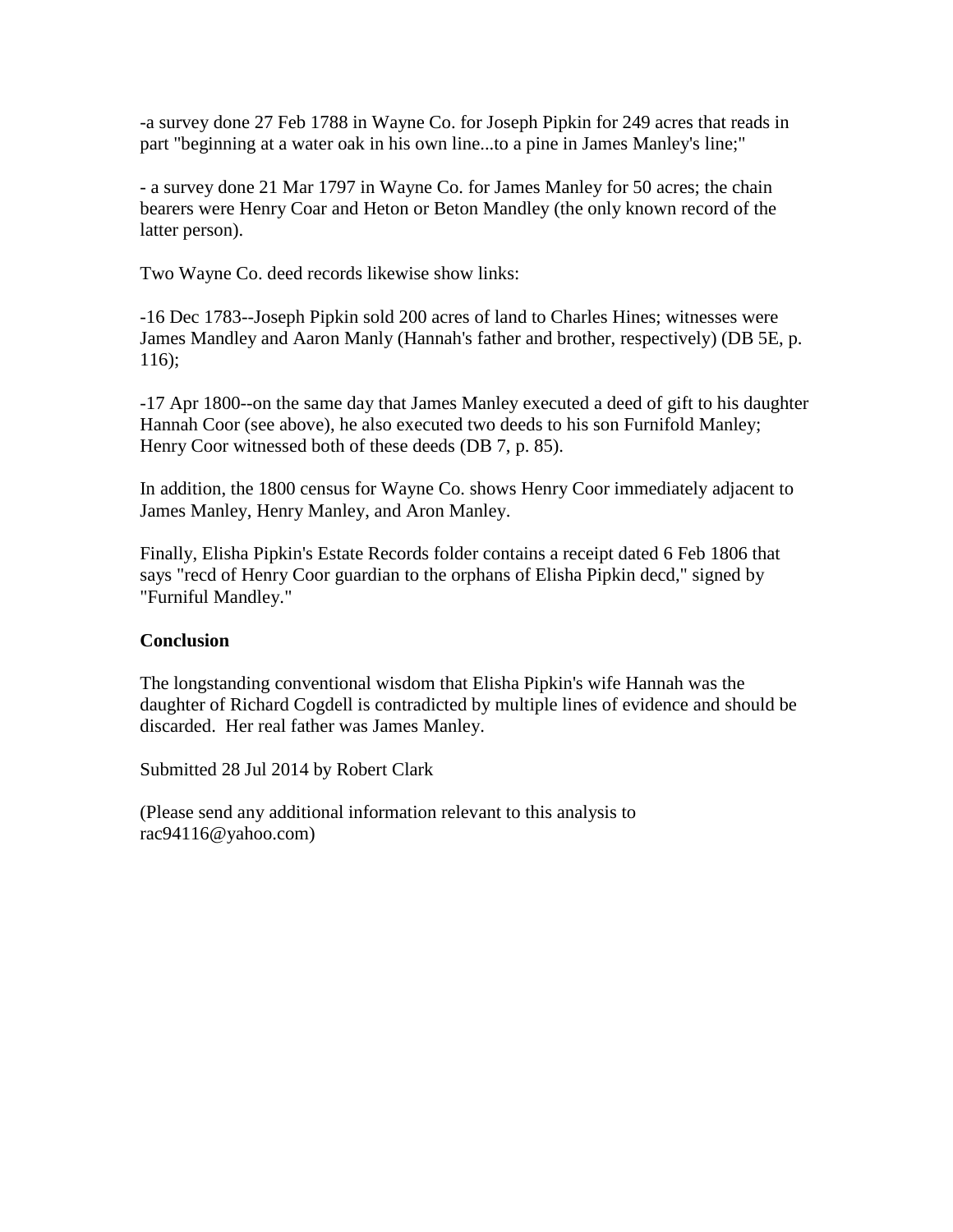-a survey done 27 Feb 1788 in Wayne Co. for Joseph Pipkin for 249 acres that reads in part "beginning at a water oak in his own line...to a pine in James Manley's line;"

- a survey done 21 Mar 1797 in Wayne Co. for James Manley for 50 acres; the chain bearers were Henry Coar and Heton or Beton Mandley (the only known record of the latter person).

Two Wayne Co. deed records likewise show links:

-16 Dec 1783--Joseph Pipkin sold 200 acres of land to Charles Hines; witnesses were James Mandley and Aaron Manly (Hannah's father and brother, respectively) (DB 5E, p. 116);

-17 Apr 1800--on the same day that James Manley executed a deed of gift to his daughter Hannah Coor (see above), he also executed two deeds to his son Furnifold Manley; Henry Coor witnessed both of these deeds (DB 7, p. 85).

In addition, the 1800 census for Wayne Co. shows Henry Coor immediately adjacent to James Manley, Henry Manley, and Aron Manley.

Finally, Elisha Pipkin's Estate Records folder contains a receipt dated 6 Feb 1806 that says "recd of Henry Coor guardian to the orphans of Elisha Pipkin decd," signed by "Furniful Mandley."

**Conclusion**

The longstanding conventional wisdom that Elisha Pipkin's wife Hannah was the daughter of Richard Cogdell is contradicted by multiple lines of evidence and should be discarded. Her real father was James Manley.

Submitted 28 Jul 2014 by Robert Clark

(Please send any additional information relevant to this analysis to rac94116@yahoo.com)